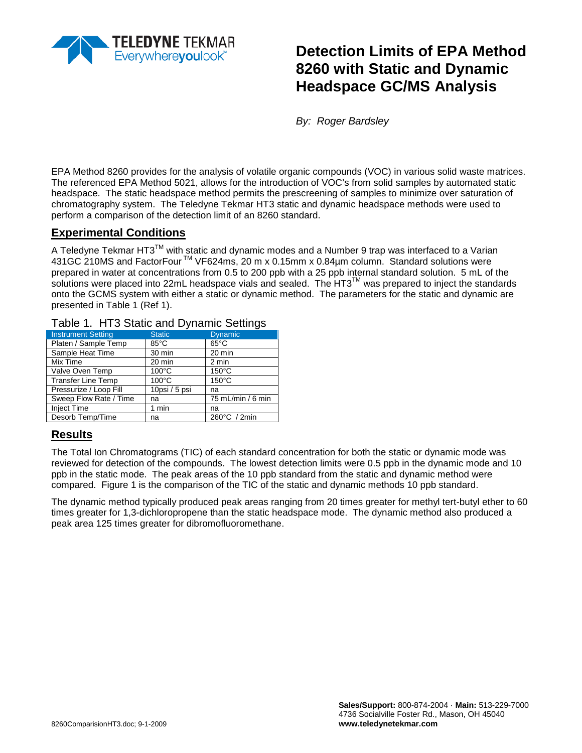# Detection Limits of EPA Method 8260 with Static and Dynamic Headspace GC/MS Analysis

*By: Roger Bardsley*

EPA Method 8260 provides for the analysis of volatile organic compounds (VOC) in various solid waste matrices. The referenced EPA Method 5021, allows for the introduction of VOC's from solid samples by automated static headspace. The static headspace method permits the prescreening of samples to minimize over saturation of chromatography system. The Teledyne Tekmar HT3 static and dynamic headspace methods were used to perform a comparison of the detection limit of an 8260 standard.

## Experimental Conditions

A Teledyne Tekmar HT3™ with static and dynamic modes and a Number 9 trap was interfaced to a Varian 431GC 210MS and FactorFour ™ VF624ms, 20 m x 0.15mm x 0.84µm column. Standard solutions were prepared in water at concentrations from 0.5 to 200 ppb with a 25 ppb internal standard solution. 5 mL of the solutions were placed into 22mL headspace vials and sealed. The HT3™ was prepared to inject the standards onto the GCMS system with either a static or dynamic method. The parameters for the static and dynamic are presented in Table 1 (Ref 1).

Table 1. HT3 Static and Dynamic Settings

| Instrument Setting | Static | Dynamic |
|---|---|---|
| Platen / Sample Temp | 85°C | 65°C |
| Sample Heat Time | 30 min | 20 min |
| Mix Time | 20 min | 2 min |
| Valve Oven Temp | 100°C | 150°C |
| Transfer Line Temp | 100°C | 150°C |
| Pressurize / Loop Fill | 10psi / 5 psi | na |
| Sweep Flow Rate / Time | na | 75 mL/min / 6 min |
| Inject Time | 1 min | na |
| Desorb Temp/Time | na | 260°C / 2min |

## Results

The Total Ion Chromatograms (TIC) of each standard concentration for both the static or dynamic mode was reviewed for detection of the compounds. The lowest detection limits were 0.5 ppb in the dynamic mode and 10 ppb in the static mode. The peak areas of the 10 ppb standard from the static and dynamic method were compared. Figure 1 is the comparison of the TIC of the static and dynamic methods 10 ppb standard.

The dynamic method typically produced peak areas ranging from 20 times greater for methyl tert-butyl ether to 60 times greater for 1,3-dichloropropene than the static headspace mode. The dynamic method also produced a peak area 125 times greater for dibromofluoromethane.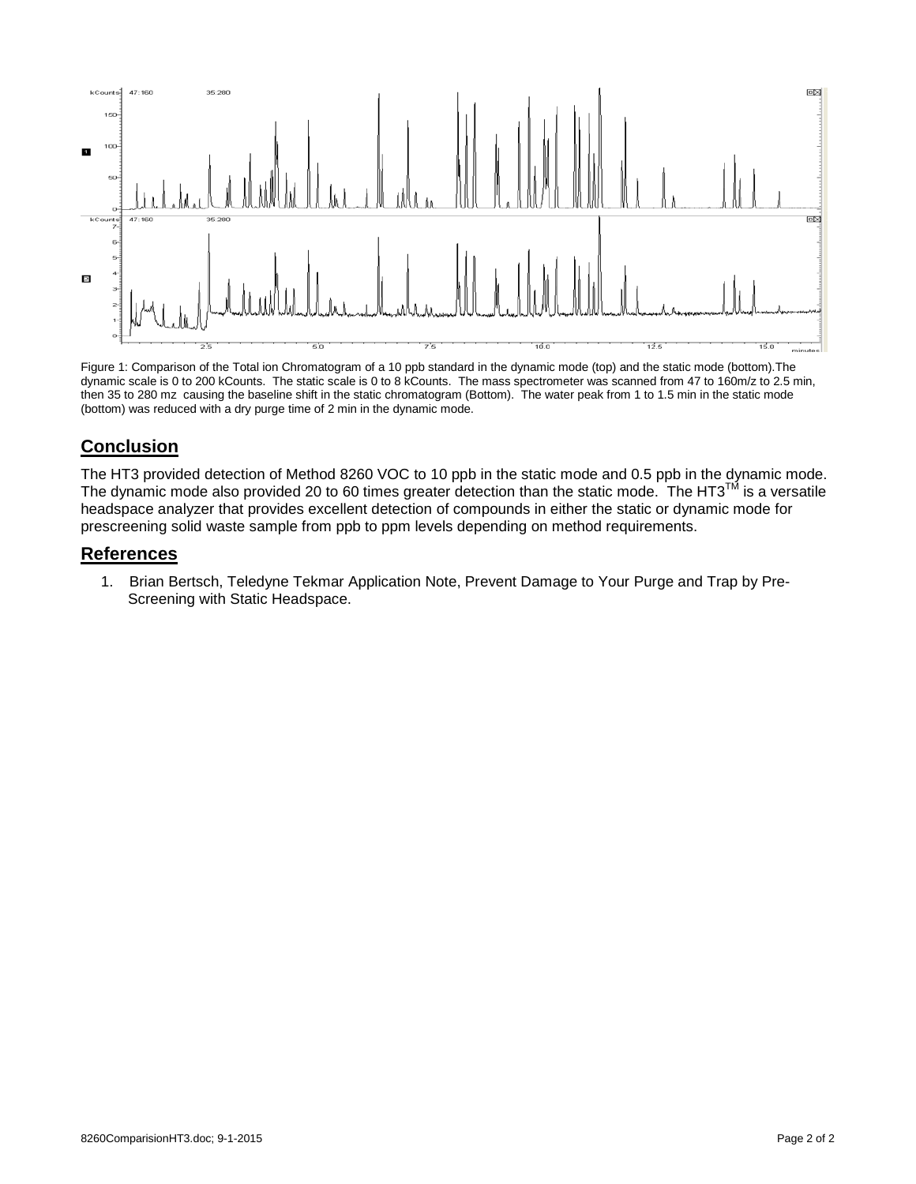kCounts 47:160 35:280

150

100

1

50

0

kCounts 47:160 36:280

7

6

5

5

4

3

2

1

0

2.5 5.0 7.5 10.0 12.5 15.0 minutes

Figure 1: Comparison of the Total ion Chromatogram of a 10 ppb standard in the dynamic mode (top) and the static mode (bottom).The dynamic scale is 0 to 200 kCounts. The static scale is 0 to 8 kCounts. The mass spectrometer was scanned from 47 to 160m/z to 2.5 min, then 35 to 280 mz causing the baseline shift in the static chromatogram (Bottom). The water peak from 1 to 1.5 min in the static mode (bottom) was reduced with a dry purge time of 2 min in the dynamic mode.

## Conclusion

The HT3 provided detection of Method 8260 VOC to 10 ppb in the static mode and 0.5 ppb in the dynamic mode. The dynamic mode also provided 20 to 60 times greater detection than the static mode. The HT3$^{TM}$ is a versatile headspace analyzer that provides excellent detection of compounds in either the static or dynamic mode for prescreening solid waste sample from ppb to ppm levels depending on method requirements.

## References

1. Brian Bertsch, Teledyne Tekmar Application Note, Prevent Damage to Your Purge and Trap by Pre-Screening with Static Headspace.